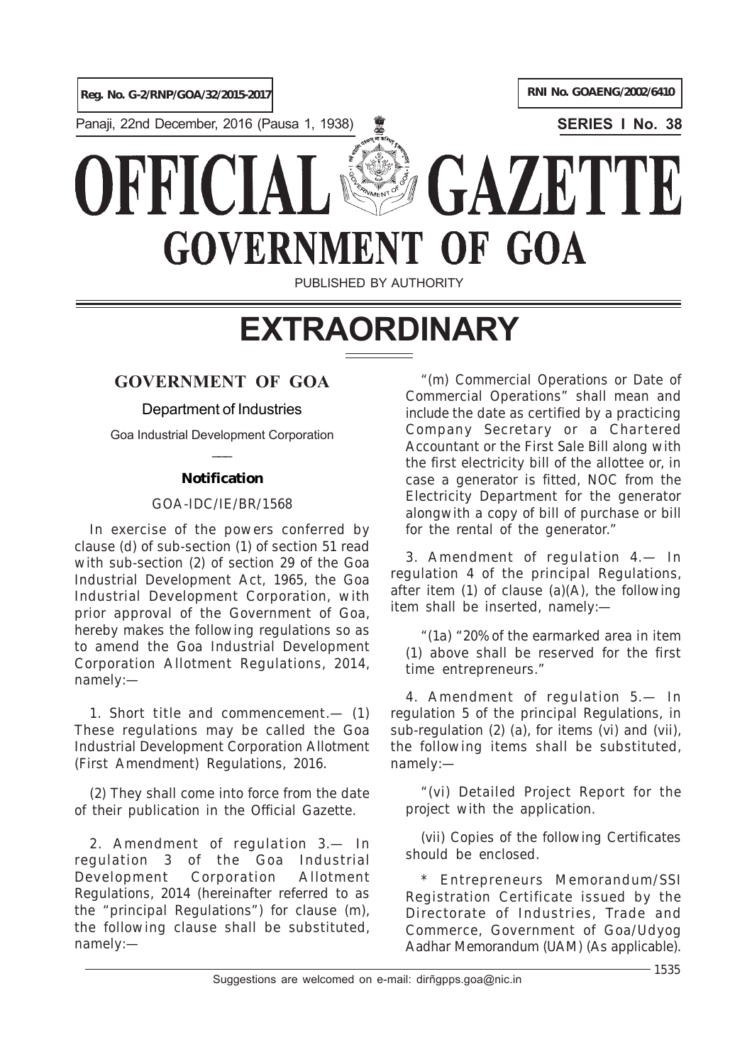Reg. No. G-2/RNP/GOA/32/2015-2017

RNI No. GOAENG/2002/6410

Panaji, 22nd December, 2016 (Pausa 1, 1938)

SERIES I No. 38

# OFFICIAL GAZETTE
# GOVERNMENT OF GOA

PUBLISHED BY AUTHORITY

# EXTRAORDINARY

## GOVERNMENT OF GOA

### Department of Industries

Goa Industrial Development Corporation

**Notification**

GOA-IDC/IE/BR/1568

In exercise of the powers conferred by clause (d) of sub-section (1) of section 51 read with sub-section (2) of section 29 of the Goa Industrial Development Act, 1965, the Goa Industrial Development Corporation, with prior approval of the Government of Goa, hereby makes the following regulations so as to amend the Goa Industrial Development Corporation Allotment Regulations, 2014, namely:—

1. Short title and commencement.— (1) These regulations may be called the Goa Industrial Development Corporation Allotment (First Amendment) Regulations, 2016.

(2) They shall come into force from the date of their publication in the Official Gazette.

2. Amendment of regulation 3.— In regulation 3 of the Goa Industrial Development Corporation Allotment Regulations, 2014 (hereinafter referred to as the "principal Regulations") for clause (m), the following clause shall be substituted, namely:—

"(m) Commercial Operations or Date of Commercial Operations" shall mean and include the date as certified by a practicing Company Secretary or a Chartered Accountant or the First Sale Bill along with the first electricity bill of the allottee or, in case a generator is fitted, NOC from the Electricity Department for the generator alongwith a copy of bill of purchase or bill for the rental of the generator."

3. Amendment of regulation 4.— In regulation 4 of the principal Regulations, after item (1) of clause (a)(A), the following item shall be inserted, namely:—

"(1a) "20% of the earmarked area in item (1) above shall be reserved for the first time entrepreneurs."

4. Amendment of regulation 5.— In regulation 5 of the principal Regulations, in sub-regulation (2) (a), for items (vi) and (vii), the following items shall be substituted, namely:—

"(vi) Detailed Project Report for the project with the application.

(vii) Copies of the following Certificates should be enclosed.

* Entrepreneurs Memorandum/SSI Registration Certificate issued by the Directorate of Industries, Trade and Commerce, Government of Goa/Udyog Aadhar Memorandum (UAM) (As applicable).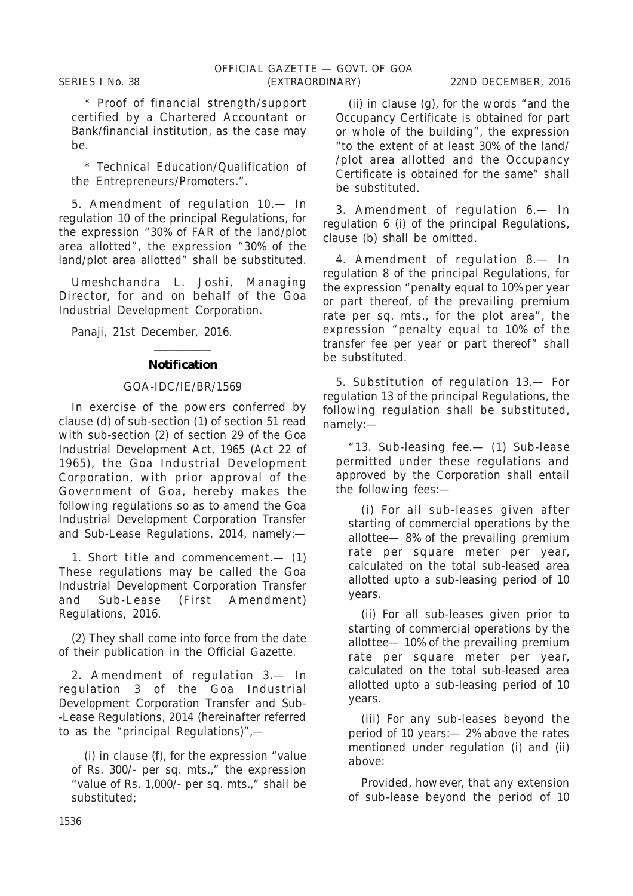\* Proof of financial strength/support certified by a Chartered Accountant or Bank/financial institution, as the case may be.

\* Technical Education/Qualification of the Entrepreneurs/Promoters.".

5. Amendment of regulation 10.— In regulation 10 of the principal Regulations, for the expression "30% of FAR of the land/plot area allotted", the expression "30% of the land/plot area allotted" shall be substituted.

Umeshchandra L. Joshi, Managing Director, for and on behalf of the Goa Industrial Development Corporation.

Panaji, 21st December, 2016.

---

### Notification

GOA-IDC/IE/BR/1569

In exercise of the powers conferred by clause (d) of sub-section (1) of section 51 read with sub-section (2) of section 29 of the Goa Industrial Development Act, 1965 (Act 22 of 1965), the Goa Industrial Development Corporation, with prior approval of the Government of Goa, hereby makes the following regulations so as to amend the Goa Industrial Development Corporation Transfer and Sub-Lease Regulations, 2014, namely:—

1. Short title and commencement.— (1) These regulations may be called the Goa Industrial Development Corporation Transfer and Sub-Lease (First Amendment) Regulations, 2016.

(2) They shall come into force from the date of their publication in the Official Gazette.

2. Amendment of regulation 3.— In regulation 3 of the Goa Industrial Development Corporation Transfer and Sub-Lease Regulations, 2014 (hereinafter referred to as the "principal Regulations)",—

(i) in clause (f), for the expression "value of Rs. 300/- per sq. mts.," the expression "value of Rs. 1,000/- per sq. mts.," shall be substituted;

(ii) in clause (g), for the words "and the Occupancy Certificate is obtained for part or whole of the building", the expression "to the extent of at least 30% of the land/ /plot area allotted and the Occupancy Certificate is obtained for the same" shall be substituted.

3. Amendment of regulation 6.— In regulation 6 (i) of the principal Regulations, clause (b) shall be omitted.

4. Amendment of regulation 8.— In regulation 8 of the principal Regulations, for the expression "penalty equal to 10% per year or part thereof, of the prevailing premium rate per sq. mts., for the plot area", the expression "penalty equal to 10% of the transfer fee per year or part thereof" shall be substituted.

5. Substitution of regulation 13.— For regulation 13 of the principal Regulations, the following regulation shall be substituted, namely:—

"13. Sub-leasing fee.— (1) Sub-lease permitted under these regulations and approved by the Corporation shall entail the following fees:—

(i) For all sub-leases given after starting of commercial operations by the allottee— 8% of the prevailing premium rate per square meter per year, calculated on the total sub-leased area allotted upto a sub-leasing period of 10 years.

(ii) For all sub-leases given prior to starting of commercial operations by the allottee— 10% of the prevailing premium rate per square meter per year, calculated on the total sub-leased area allotted upto a sub-leasing period of 10 years.

(iii) For any sub-leases beyond the period of 10 years:— 2% above the rates mentioned under regulation (i) and (ii) above:

Provided, however, that any extension of sub-lease beyond the period of 10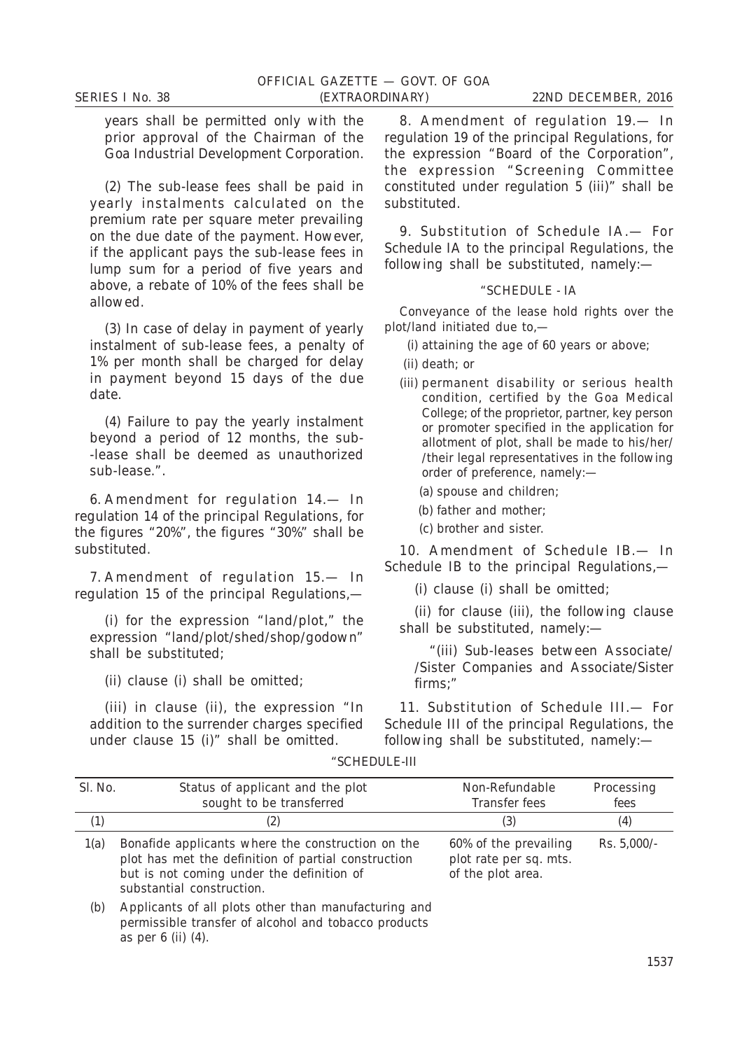years shall be permitted only with the prior approval of the Chairman of the Goa Industrial Development Corporation.

(2) The sub-lease fees shall be paid in yearly instalments calculated on the premium rate per square meter prevailing on the due date of the payment. However, if the applicant pays the sub-lease fees in lump sum for a period of five years and above, a rebate of 10% of the fees shall be allowed.

(3) In case of delay in payment of yearly instalment of sub-lease fees, a penalty of 1% per month shall be charged for delay in payment beyond 15 days of the due date.

(4) Failure to pay the yearly instalment beyond a period of 12 months, the sub-lease shall be deemed as unauthorized sub-lease.".

6. Amendment for regulation 14.— In regulation 14 of the principal Regulations, for the figures "20%", the figures "30%" shall be substituted.

7. Amendment of regulation 15.— In regulation 15 of the principal Regulations,—

(i) for the expression "land/plot," the expression "land/plot/shed/shop/godown" shall be substituted;

(ii) clause (i) shall be omitted;

(iii) in clause (ii), the expression "In addition to the surrender charges specified under clause 15 (i)" shall be omitted.

8. Amendment of regulation 19.— In regulation 19 of the principal Regulations, for the expression "Board of the Corporation", the expression "Screening Committee constituted under regulation 5 (iii)" shall be substituted.

9. Substitution of Schedule IA.— For Schedule IA to the principal Regulations, the following shall be substituted, namely:—

"SCHEDULE - IA

Conveyance of the lease hold rights over the plot/land initiated due to,—

(i) attaining the age of 60 years or above;

(ii) death; or

(iii) permanent disability or serious health condition, certified by the Goa Medical College; of the proprietor, partner, key person or promoter specified in the application for allotment of plot, shall be made to his/her/ /their legal representatives in the following order of preference, namely:—

(a) spouse and children;

(b) father and mother;

(c) brother and sister.

10. Amendment of Schedule IB.— In Schedule IB to the principal Regulations,—

(i) clause (i) shall be omitted;

(ii) for clause (iii), the following clause shall be substituted, namely:—

"(iii) Sub-leases between Associate/ /Sister Companies and Associate/Sister firms;"

11. Substitution of Schedule III.— For Schedule III of the principal Regulations, the following shall be substituted, namely:—

"SCHEDULE-III

| Sl. No. | Status of applicant and the plot sought to be transferred | Non-Refundable Transfer fees | Processing fees |
|---|---|---|---|
| (1) | (2) | (3) | (4) |
| 1(a) | Bonafide applicants where the construction on the plot has met the definition of partial construction but is not coming under the definition of substantial construction. | 60% of the prevailing plot rate per sq. mts. of the plot area. | Rs. 5,000/- |
| (b) | Applicants of all plots other than manufacturing and permissible transfer of alcohol and tobacco products as per 6 (ii) (4). | | |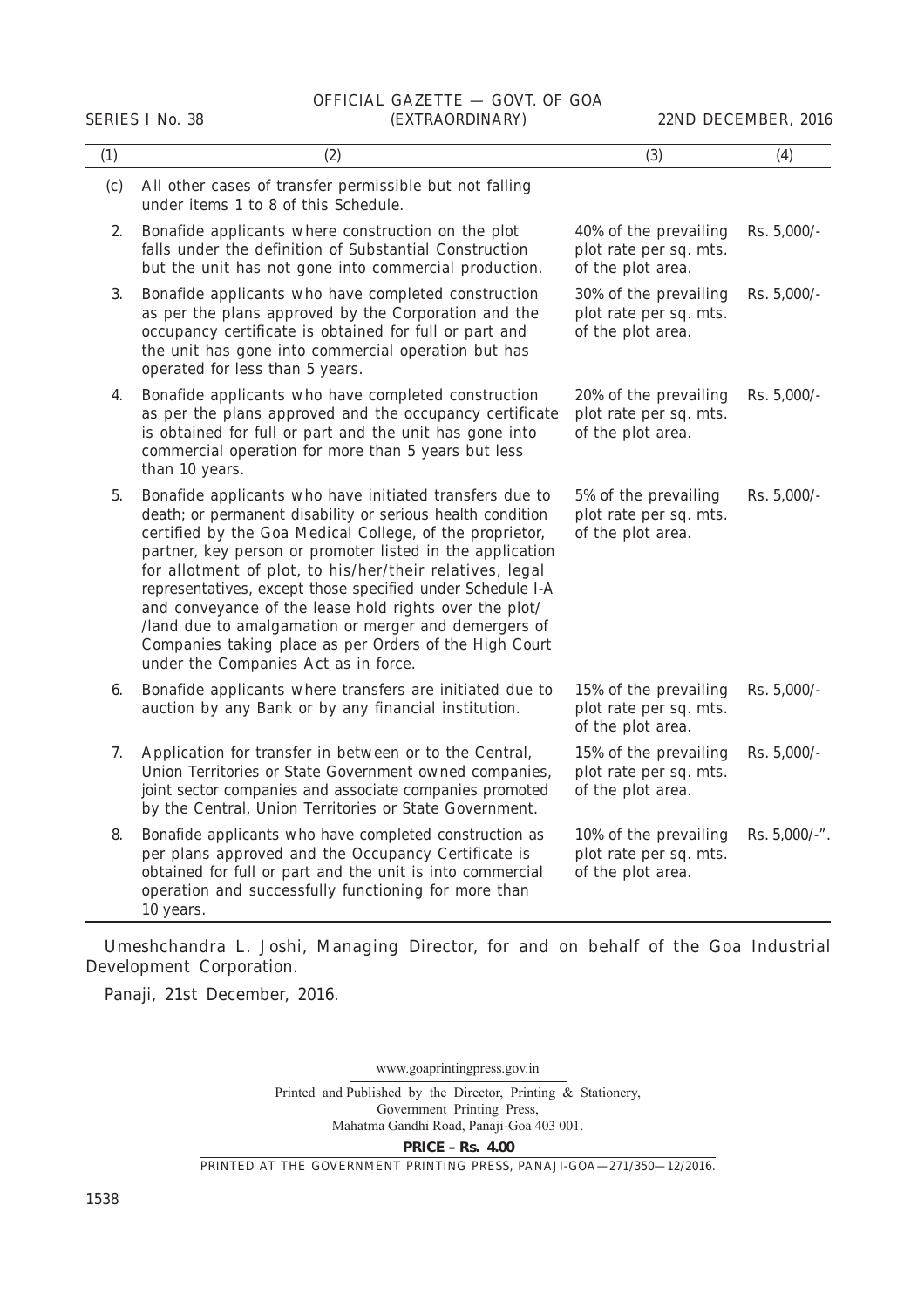| (1) | (2) | (3) | (4) |
|---|---|---|---|
| (c) | All other cases of transfer permissible but not falling under items 1 to 8 of this Schedule. | | |
| 2. | Bonafide applicants where construction on the plot falls under the definition of Substantial Construction but the unit has not gone into commercial production. | 40% of the prevailing plot rate per sq. mts. of the plot area. | Rs. 5,000/- |
| 3. | Bonafide applicants who have completed construction as per the plans approved by the Corporation and the occupancy certificate is obtained for full or part and the unit has gone into commercial operation but has operated for less than 5 years. | 30% of the prevailing plot rate per sq. mts. of the plot area. | Rs. 5,000/- |
| 4. | Bonafide applicants who have completed construction as per the plans approved and the occupancy certificate is obtained for full or part and the unit has gone into commercial operation for more than 5 years but less than 10 years. | 20% of the prevailing plot rate per sq. mts. of the plot area. | Rs. 5,000/- |
| 5. | Bonafide applicants who have initiated transfers due to death; or permanent disability or serious health condition certified by the Goa Medical College, of the proprietor, partner, key person or promoter listed in the application for allotment of plot, to his/her/their relatives, legal representatives, except those specified under Schedule I-A and conveyance of the lease hold rights over the plot/ /land due to amalgamation or merger and demergers of Companies taking place as per Orders of the High Court under the Companies Act as in force. | 5% of the prevailing plot rate per sq. mts. of the plot area. | Rs. 5,000/- |
| 6. | Bonafide applicants where transfers are initiated due to auction by any Bank or by any financial institution. | 15% of the prevailing plot rate per sq. mts. of the plot area. | Rs. 5,000/- |
| 7. | Application for transfer in between or to the Central, Union Territories or State Government owned companies, joint sector companies and associate companies promoted by the Central, Union Territories or State Government. | 15% of the prevailing plot rate per sq. mts. of the plot area. | Rs. 5,000/- |
| 8. | Bonafide applicants who have completed construction as per plans approved and the Occupancy Certificate is obtained for full or part and the unit is into commercial operation and successfully functioning for more than 10 years. | 10% of the prevailing plot rate per sq. mts. of the plot area. | Rs. 5,000/-". |

Umeshchandra L. Joshi, Managing Director, for and on behalf of the Goa Industrial Development Corporation.

Panaji, 21st December, 2016.

www.goaprintingpress.gov.in

Printed and Published by the Director, Printing & Stationery,
Government Printing Press,
Mahatma Gandhi Road, Panaji-Goa 403 001.

**PRICE – Rs. 4.00**

PRINTED AT THE GOVERNMENT PRINTING PRESS, PANAJI-GOA—271/350—12/2016.